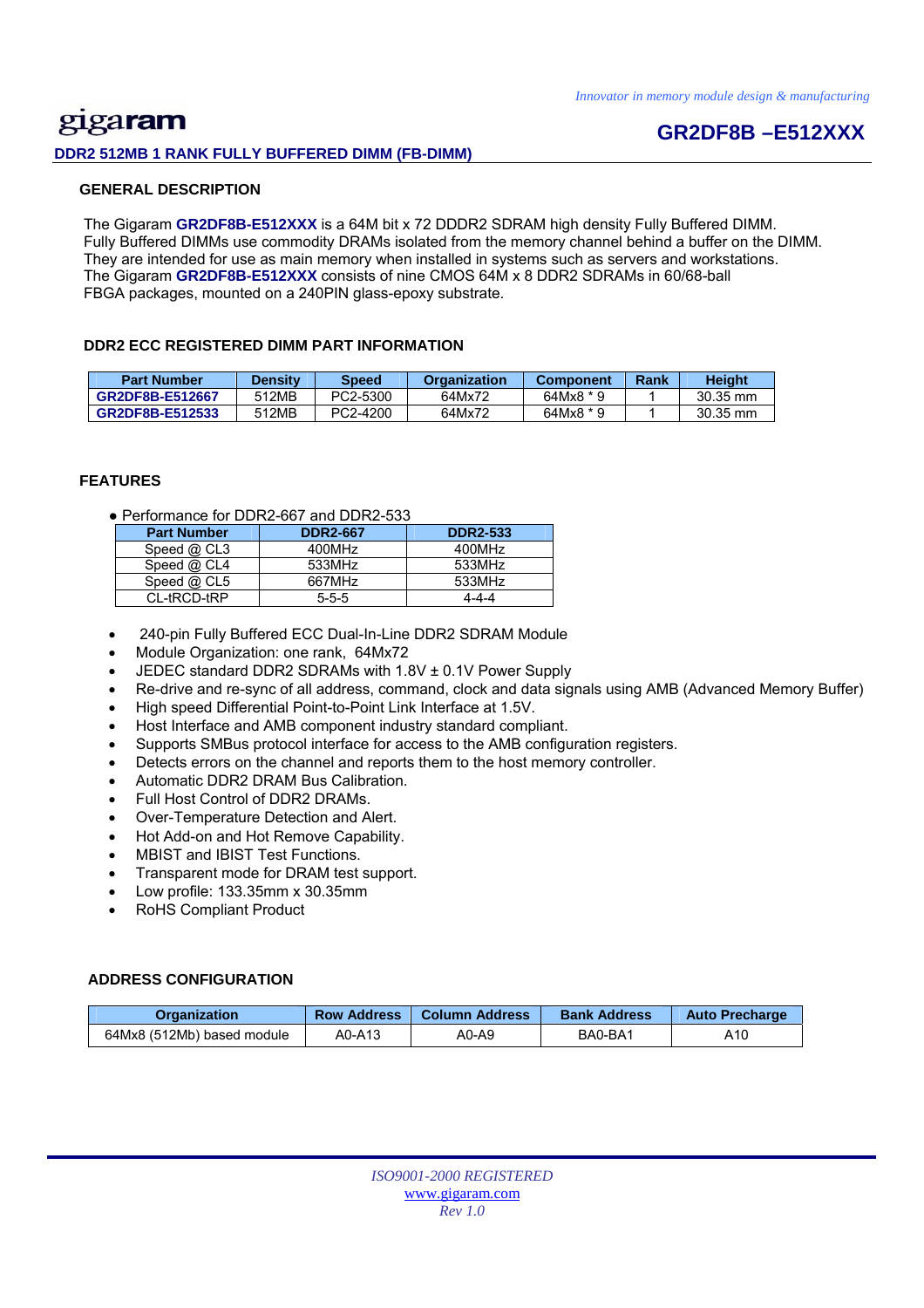# gigaram

*Innovator in memory module design & manufacturing*

## GR2DF8B –E512XXX

**DDR2 512MB 1 RANK FULLY BUFFERED DIMM (FB-DIMM)**

### GENERAL DESCRIPTION

The Gigaram **GR2DF8B-E512XXX** is a 64M bit x 72 DDDR2 SDRAM high density Fully Buffered DIMM. Fully Buffered DIMMs use commodity DRAMs isolated from the memory channel behind a buffer on the DIMM. They are intended for use as main memory when installed in systems such as servers and workstations. The Gigaram **GR2DF8B-E512XXX** consists of nine CMOS 64M x 8 DDR2 SDRAMs in 60/68-ball FBGA packages, mounted on a 240PIN glass-epoxy substrate.

### DDR2 ECC REGISTERED DIMM PART INFORMATION

| Part Number | Density | Speed | Organization | Component | Rank | Height |
|---|---|---|---|---|---|---|
| **GR2DF8B-E512667** | 512MB | PC2-5300 | 64Mx72 | 64Mx8 * 9 | 1 | 30.35 mm |
| **GR2DF8B-E512533** | 512MB | PC2-4200 | 64Mx72 | 64Mx8 * 9 | 1 | 30.35 mm |

### FEATURES

● Performance for DDR2-667 and DDR2-533

| Part Number | DDR2-667 | DDR2-533 |
|---|---|---|
| Speed @ CL3 | 400MHz | 400MHz |
| Speed @ CL4 | 533MHz | 533MHz |
| Speed @ CL5 | 667MHz | 533MHz |
| CL-tRCD-tRP | 5-5-5 | 4-4-4 |

- 240-pin Fully Buffered ECC Dual-In-Line DDR2 SDRAM Module
- Module Organization: one rank, 64Mx72
- JEDEC standard DDR2 SDRAMs with 1.8V ± 0.1V Power Supply
- Re-drive and re-sync of all address, command, clock and data signals using AMB (Advanced Memory Buffer)
- High speed Differential Point-to-Point Link Interface at 1.5V.
- Host Interface and AMB component industry standard compliant.
- Supports SMBus protocol interface for access to the AMB configuration registers.
- Detects errors on the channel and reports them to the host memory controller.
- Automatic DDR2 DRAM Bus Calibration.
- Full Host Control of DDR2 DRAMs.
- Over-Temperature Detection and Alert.
- Hot Add-on and Hot Remove Capability.
- MBIST and IBIST Test Functions.
- Transparent mode for DRAM test support.
- Low profile: 133.35mm x 30.35mm
- RoHS Compliant Product

### ADDRESS CONFIGURATION

| Organization | Row Address | Column Address | Bank Address | Auto Precharge |
|---|---|---|---|---|
| 64Mx8 (512Mb) based module | A0-A13 | A0-A9 | BA0-BA1 | A10 |

*ISO9001-2000 REGISTERED*
www.gigaram.com
*Rev 1.0*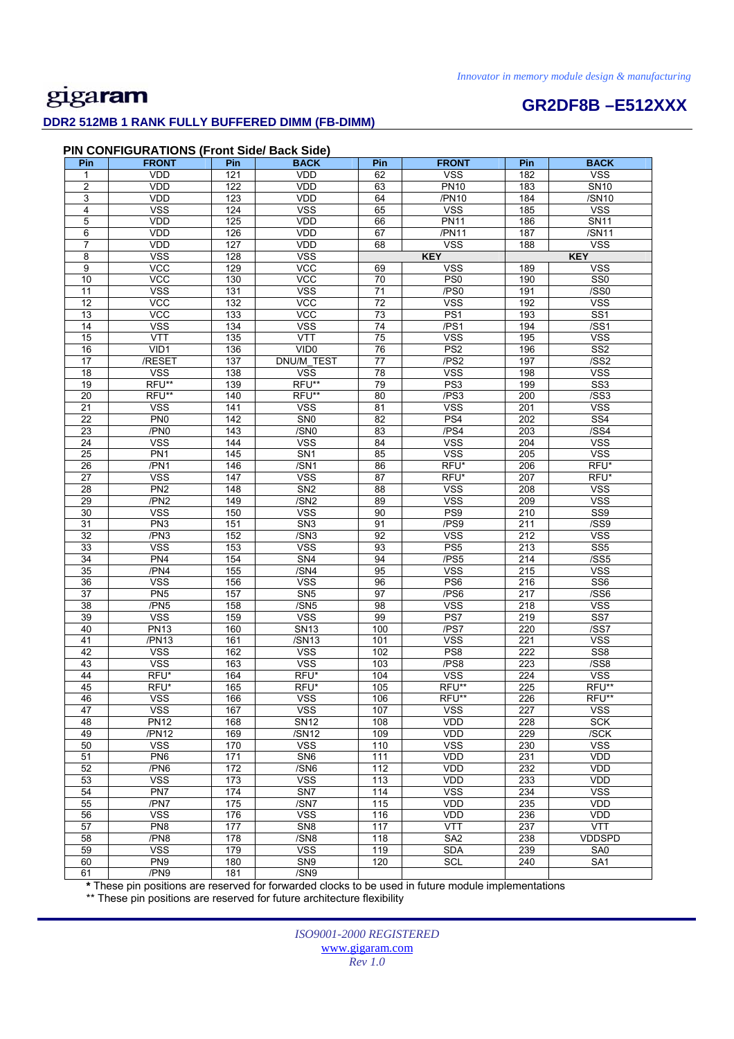**GR2DF8B –E512XXX**

**DDR2 512MB 1 RANK FULLY BUFFERED DIMM (FB-DIMM)**

### PIN CONFIGURATIONS (Front Side/ Back Side)

| Pin | FRONT | Pin | BACK | Pin | FRONT | Pin | BACK |
|---|---|---|---|---|---|---|---|
| 1 | VDD | 121 | VDD | 62 | VSS | 182 | VSS |
| 2 | VDD | 122 | VDD | 63 | PN10 | 183 | SN10 |
| 3 | VDD | 123 | VDD | 64 | /PN10 | 184 | /SN10 |
| 4 | VSS | 124 | VSS | 65 | VSS | 185 | VSS |
| 5 | VDD | 125 | VDD | 66 | PN11 | 186 | SN11 |
| 6 | VDD | 126 | VDD | 67 | /PN11 | 187 | /SN11 |
| 7 | VDD | 127 | VDD | 68 | VSS | 188 | VSS |
| 8 | VSS | 128 | VSS | KEY | | KEY | |
| 9 | VCC | 129 | VCC | 69 | VSS | 189 | VSS |
| 10 | VCC | 130 | VCC | 70 | PS0 | 190 | SS0 |
| 11 | VSS | 131 | VSS | 71 | /PS0 | 191 | /SS0 |
| 12 | VCC | 132 | VCC | 72 | VSS | 192 | VSS |
| 13 | VCC | 133 | VCC | 73 | PS1 | 193 | SS1 |
| 14 | VSS | 134 | VSS | 74 | /PS1 | 194 | /SS1 |
| 15 | VTT | 135 | VTT | 75 | VSS | 195 | VSS |
| 16 | VID1 | 136 | VID0 | 76 | PS2 | 196 | SS2 |
| 17 | /RESET | 137 | DNU/M_TEST | 77 | /PS2 | 197 | /SS2 |
| 18 | VSS | 138 | VSS | 78 | VSS | 198 | VSS |
| 19 | RFU** | 139 | RFU** | 79 | PS3 | 199 | SS3 |
| 20 | RFU** | 140 | RFU** | 80 | /PS3 | 200 | /SS3 |
| 21 | VSS | 141 | VSS | 81 | VSS | 201 | VSS |
| 22 | PN0 | 142 | SN0 | 82 | PS4 | 202 | SS4 |
| 23 | /PN0 | 143 | /SN0 | 83 | /PS4 | 203 | /SS4 |
| 24 | VSS | 144 | VSS | 84 | VSS | 204 | VSS |
| 25 | PN1 | 145 | SN1 | 85 | VSS | 205 | VSS |
| 26 | /PN1 | 146 | /SN1 | 86 | RFU* | 206 | RFU* |
| 27 | VSS | 147 | VSS | 87 | RFU* | 207 | RFU* |
| 28 | PN2 | 148 | SN2 | 88 | VSS | 208 | VSS |
| 29 | /PN2 | 149 | /SN2 | 89 | VSS | 209 | VSS |
| 30 | VSS | 150 | VSS | 90 | PS9 | 210 | SS9 |
| 31 | PN3 | 151 | SN3 | 91 | /PS9 | 211 | /SS9 |
| 32 | /PN3 | 152 | /SN3 | 92 | VSS | 212 | VSS |
| 33 | VSS | 153 | VSS | 93 | PS5 | 213 | SS5 |
| 34 | PN4 | 154 | SN4 | 94 | /PS5 | 214 | /SS5 |
| 35 | /PN4 | 155 | /SN4 | 95 | VSS | 215 | VSS |
| 36 | VSS | 156 | VSS | 96 | PS6 | 216 | SS6 |
| 37 | PN5 | 157 | SN5 | 97 | /PS6 | 217 | /SS6 |
| 38 | /PN5 | 158 | /SN5 | 98 | VSS | 218 | VSS |
| 39 | VSS | 159 | VSS | 99 | PS7 | 219 | SS7 |
| 40 | PN13 | 160 | SN13 | 100 | /PS7 | 220 | /SS7 |
| 41 | /PN13 | 161 | /SN13 | 101 | VSS | 221 | VSS |
| 42 | VSS | 162 | VSS | 102 | PS8 | 222 | SS8 |
| 43 | VSS | 163 | VSS | 103 | /PS8 | 223 | /SS8 |
| 44 | RFU* | 164 | RFU* | 104 | VSS | 224 | VSS |
| 45 | RFU* | 165 | RFU* | 105 | RFU** | 225 | RFU** |
| 46 | VSS | 166 | VSS | 106 | RFU** | 226 | RFU** |
| 47 | VSS | 167 | VSS | 107 | VSS | 227 | VSS |
| 48 | PN12 | 168 | SN12 | 108 | VDD | 228 | SCK |
| 49 | /PN12 | 169 | /SN12 | 109 | VDD | 229 | /SCK |
| 50 | VSS | 170 | VSS | 110 | VSS | 230 | VSS |
| 51 | PN6 | 171 | SN6 | 111 | VDD | 231 | VDD |
| 52 | /PN6 | 172 | /SN6 | 112 | VDD | 232 | VDD |
| 53 | VSS | 173 | VSS | 113 | VDD | 233 | VDD |
| 54 | PN7 | 174 | SN7 | 114 | VSS | 234 | VSS |
| 55 | /PN7 | 175 | /SN7 | 115 | VDD | 235 | VDD |
| 56 | VSS | 176 | VSS | 116 | VDD | 236 | VDD |
| 57 | PN8 | 177 | SN8 | 117 | VTT | 237 | VTT |
| 58 | /PN8 | 178 | /SN8 | 118 | SA2 | 238 | VDDSPD |
| 59 | VSS | 179 | VSS | 119 | SDA | 239 | SA0 |
| 60 | PN9 | 180 | SN9 | 120 | SCL | 240 | SA1 |
| 61 | /PN9 | 181 | /SN9 | | | | |

\* These pin positions are reserved for forwarded clocks to be used in future module implementations

** These pin positions are reserved for future architecture flexibility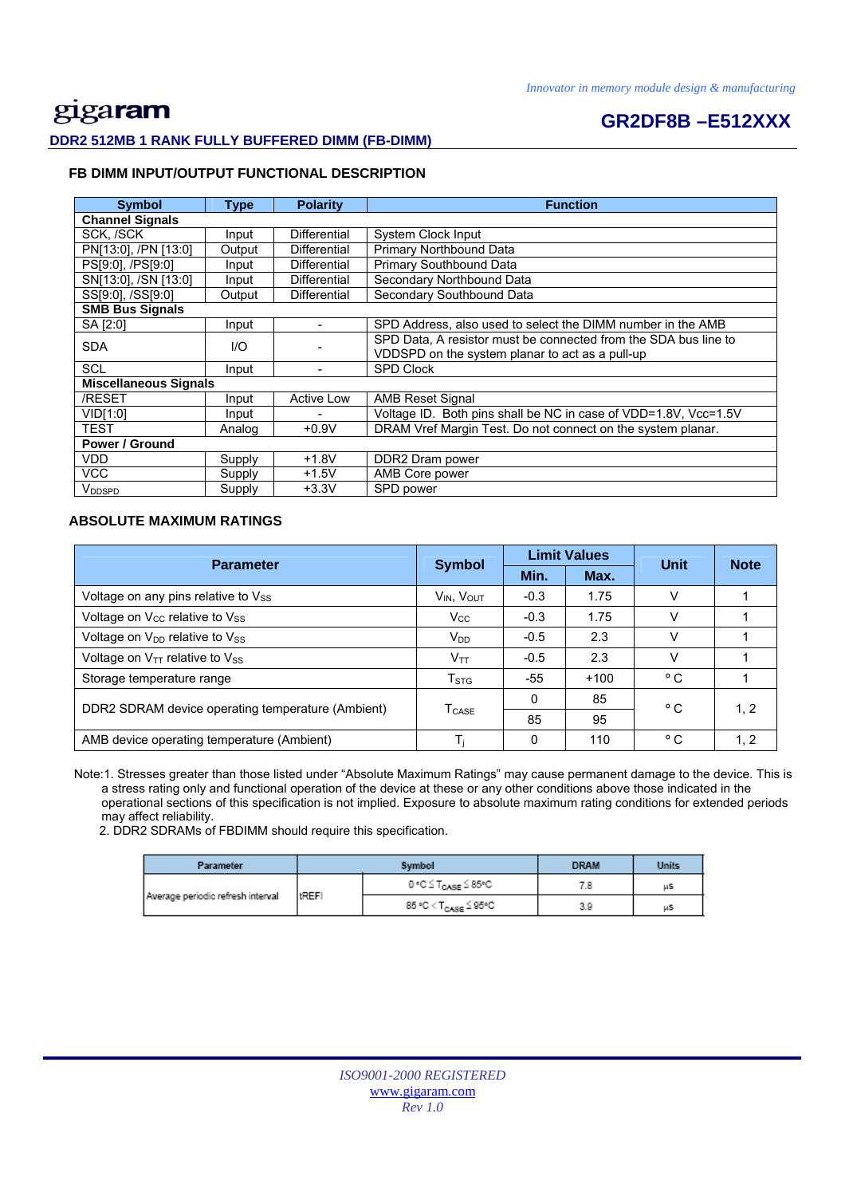## FB DIMM INPUT/OUTPUT FUNCTIONAL DESCRIPTION

| Symbol | Type | Polarity | Function |
|---|---|---|---|
| **Channel Signals** | | | |
| SCK, /SCK | Input | Differential | System Clock Input |
| PN[13:0], /PN [13:0] | Output | Differential | Primary Northbound Data |
| PS[9:0], /PS[9:0] | Input | Differential | Primary Southbound Data |
| SN[13:0], /SN [13:0] | Input | Differential | Secondary Northbound Data |
| SS[9:0], /SS[9:0] | Output | Differential | Secondary Southbound Data |
| **SMB Bus Signals** | | | |
| SA [2:0] | Input | - | SPD Address, also used to select the DIMM number in the AMB |
| SDA | I/O | - | SPD Data, A resistor must be connected from the SDA bus line to VDDSPD on the system planar to act as a pull-up |
| SCL | Input | - | SPD Clock |
| **Miscellaneous Signals** | | | |
| /RESET | Input | Active Low | AMB Reset Signal |
| VID[1:0] | Input | - | Voltage ID. Both pins shall be NC in case of VDD=1.8V, Vcc=1.5V |
| TEST | Analog | +0.9V | DRAM Vref Margin Test. Do not connect on the system planar. |
| **Power / Ground** | | | |
| VDD | Supply | +1.8V | DDR2 Dram power |
| VCC | Supply | +1.5V | AMB Core power |
| $V_{DDSPD}$ | Supply | +3.3V | SPD power |

## ABSOLUTE MAXIMUM RATINGS

| Parameter | Symbol | Limit Values | | Unit | Note |
|---|---|---|---|---|---|
| | | Min. | Max. | | |
| Voltage on any pins relative to $V_{SS}$ | $V_{IN}$, $V_{OUT}$ | -0.3 | 1.75 | V | 1 |
| Voltage on $V_{CC}$ relative to $V_{SS}$ | $V_{CC}$ | -0.3 | 1.75 | V | 1 |
| Voltage on $V_{DD}$ relative to $V_{SS}$ | $V_{DD}$ | -0.5 | 2.3 | V | 1 |
| Voltage on $V_{TT}$ relative to $V_{SS}$ | $V_{TT}$ | -0.5 | 2.3 | V | 1 |
| Storage temperature range | $T_{STG}$ | -55 | +100 | °C | 1 |
| DDR2 SDRAM device operating temperature (Ambient) | $T_{CASE}$ | 0 | 85 | °C | 1, 2 |
| | | 85 | 95 | | |
| AMB device operating temperature (Ambient) | $T_j$ | 0 | 110 | °C | 1, 2 |

Note:1. Stresses greater than those listed under "Absolute Maximum Ratings" may cause permanent damage to the device. This is a stress rating only and functional operation of the device at these or any other conditions above those indicated in the operational sections of this specification is not implied. Exposure to absolute maximum rating conditions for extended periods may affect reliability.

2. DDR2 SDRAMs of FBDIMM should require this specification.

| Parameter | Symbol | | DRAM | Units |
|---|---|---|---|---|
| Average periodic refresh interval | tREFI | $0\,°C \leq T_{CASE} \leq 85°C$ | 7.8 | µs |
| | | $85\,°C < T_{CASE} \leq 95°C$ | 3.9 | µs |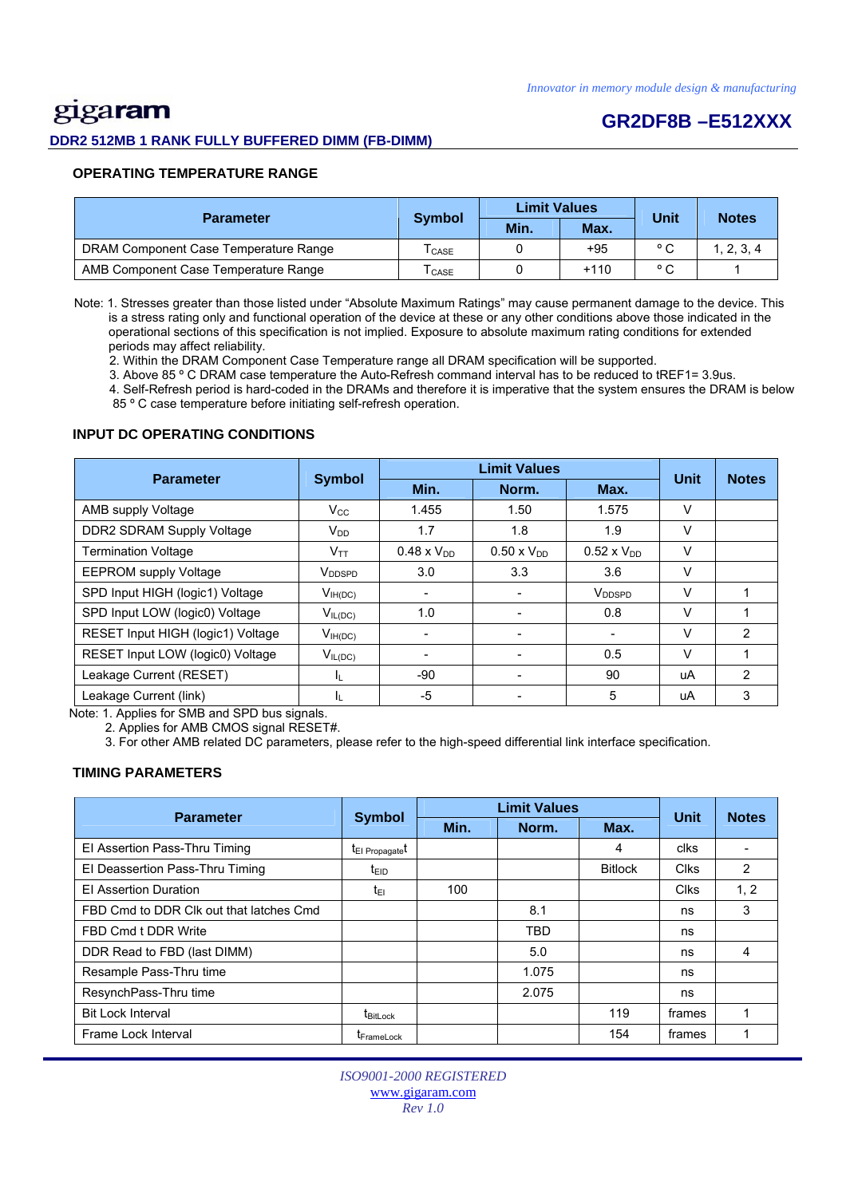## OPERATING TEMPERATURE RANGE

| Parameter | Symbol | Limit Values | | Unit | Notes |
|---|---|---|---|---|---|
| | | Min. | Max. | | |
| DRAM Component Case Temperature Range | $T_{CASE}$ | 0 | +95 | ° C | 1, 2, 3, 4 |
| AMB Component Case Temperature Range | $T_{CASE}$ | 0 | +110 | ° C | 1 |

Note: 1. Stresses greater than those listed under "Absolute Maximum Ratings" may cause permanent damage to the device. This is a stress rating only and functional operation of the device at these or any other conditions above those indicated in the operational sections of this specification is not implied. Exposure to absolute maximum rating conditions for extended periods may affect reliability.
2. Within the DRAM Component Case Temperature range all DRAM specification will be supported.
3. Above 85 º C DRAM case temperature the Auto-Refresh command interval has to be reduced to tREF1= 3.9us.
4. Self-Refresh period is hard-coded in the DRAMs and therefore it is imperative that the system ensures the DRAM is below 85 º C case temperature before initiating self-refresh operation.

## INPUT DC OPERATING CONDITIONS

| Parameter | Symbol | Limit Values | | | Unit | Notes |
|---|---|---|---|---|---|---|
| | | Min. | Norm. | Max. | | |
| AMB supply Voltage | $V_{CC}$ | 1.455 | 1.50 | 1.575 | V | |
| DDR2 SDRAM Supply Voltage | $V_{DD}$ | 1.7 | 1.8 | 1.9 | V | |
| Termination Voltage | $V_{TT}$ | 0.48 x $V_{DD}$ | 0.50 x $V_{DD}$ | 0.52 x $V_{DD}$ | V | |
| EEPROM supply Voltage | $V_{DDSPD}$ | 3.0 | 3.3 | 3.6 | V | |
| SPD Input HIGH (logic1) Voltage | $V_{IH(DC)}$ | - | - | $V_{DDSPD}$ | V | 1 |
| SPD Input LOW (logic0) Voltage | $V_{IL(DC)}$ | 1.0 | - | 0.8 | V | 1 |
| RESET Input HIGH (logic1) Voltage | $V_{IH(DC)}$ | - | - | - | V | 2 |
| RESET Input LOW (logic0) Voltage | $V_{IL(DC)}$ | - | - | 0.5 | V | 1 |
| Leakage Current (RESET) | $I_L$ | -90 | - | 90 | uA | 2 |
| Leakage Current (link) | $I_L$ | -5 | - | 5 | uA | 3 |

Note: 1. Applies for SMB and SPD bus signals.
2. Applies for AMB CMOS signal RESET#.
3. For other AMB related DC parameters, please refer to the high-speed differential link interface specification.

## TIMING PARAMETERS

| Parameter | Symbol | Limit Values | | | Unit | Notes |
|---|---|---|---|---|---|---|
| | | Min. | Norm. | Max. | | |
| EI Assertion Pass-Thru Timing | $t_{EI\ Propagate}t$ | | | 4 | clks | - |
| EI Deassertion Pass-Thru Timing | $t_{EID}$ | | | Bitlock | Clks | 2 |
| EI Assertion Duration | $t_{EI}$ | 100 | | | Clks | 1, 2 |
| FBD Cmd to DDR Clk out that latches Cmd | | | 8.1 | | ns | 3 |
| FBD Cmd t DDR Write | | | TBD | | ns | |
| DDR Read to FBD (last DIMM) | | | 5.0 | | ns | 4 |
| Resample Pass-Thru time | | | 1.075 | | ns | |
| ResynchPass-Thru time | | | 2.075 | | ns | |
| Bit Lock Interval | $t_{BitLock}$ | | | 119 | frames | 1 |
| Frame Lock Interval | $t_{FrameLock}$ | | | 154 | frames | 1 |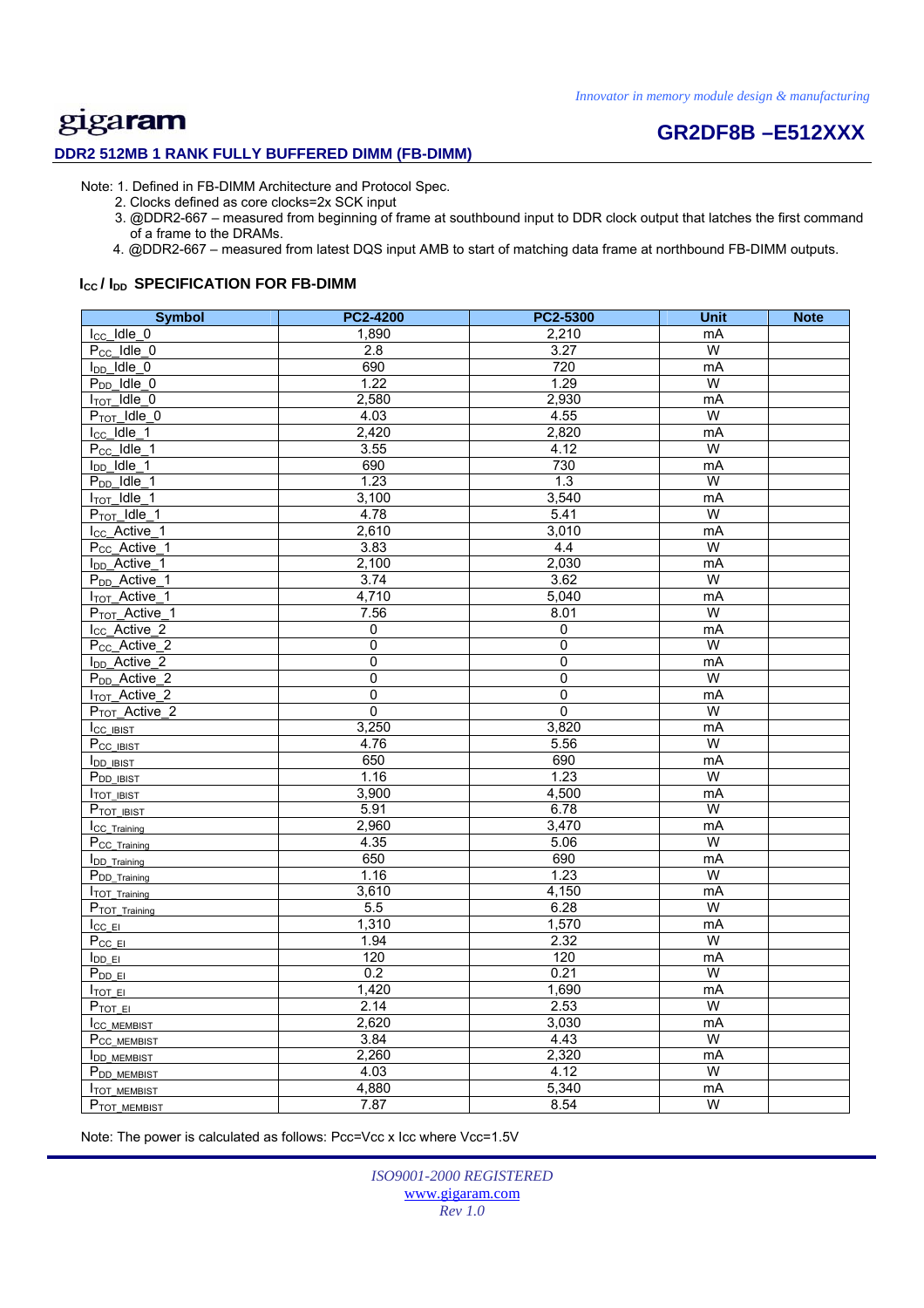Note: 1. Defined in FB-DIMM Architecture and Protocol Spec.

2. Clocks defined as core clocks=2x SCK input
3. @DDR2-667 – measured from beginning of frame at southbound input to DDR clock output that latches the first command of a frame to the DRAMs.
4. @DDR2-667 – measured from latest DQS input AMB to start of matching data frame at northbound FB-DIMM outputs.

### $I_{CC}$ / $I_{DD}$ SPECIFICATION FOR FB-DIMM

| Symbol | PC2-4200 | PC2-5300 | Unit | Note |
|---|---|---|---|---|
| $I_{CC}$_Idle_0 | 1,890 | 2,210 | mA | |
| $P_{CC}$_Idle_0 | 2.8 | 3.27 | W | |
| $I_{DD}$_Idle_0 | 690 | 720 | mA | |
| $P_{DD}$_Idle_0 | 1.22 | 1.29 | W | |
| $I_{TOT}$_Idle_0 | 2,580 | 2,930 | mA | |
| $P_{TOT}$_Idle_0 | 4.03 | 4.55 | W | |
| $I_{CC}$_Idle_1 | 2,420 | 2,820 | mA | |
| $P_{CC}$_Idle_1 | 3.55 | 4.12 | W | |
| $I_{DD}$_Idle_1 | 690 | 730 | mA | |
| $P_{DD}$_Idle_1 | 1.23 | 1.3 | W | |
| $I_{TOT}$_Idle_1 | 3,100 | 3,540 | mA | |
| $P_{TOT}$_Idle_1 | 4.78 | 5.41 | W | |
| $I_{CC}$_Active_1 | 2,610 | 3,010 | mA | |
| $P_{CC}$_Active_1 | 3.83 | 4.4 | W | |
| $I_{DD}$_Active_1 | 2,100 | 2,030 | mA | |
| $P_{DD}$_Active_1 | 3.74 | 3.62 | W | |
| $I_{TOT}$_Active_1 | 4,710 | 5,040 | mA | |
| $P_{TOT}$_Active_1 | 7.56 | 8.01 | W | |
| $I_{CC}$_Active_2 | 0 | 0 | mA | |
| $P_{CC}$_Active_2 | 0 | 0 | W | |
| $I_{DD}$_Active_2 | 0 | 0 | mA | |
| $P_{DD}$_Active_2 | 0 | 0 | W | |
| $I_{TOT}$_Active_2 | 0 | 0 | mA | |
| $P_{TOT}$_Active_2 | 0 | 0 | W | |
| $I_{CC\_IBIST}$ | 3,250 | 3,820 | mA | |
| $P_{CC\_IBIST}$ | 4.76 | 5.56 | W | |
| $I_{DD\_IBIST}$ | 650 | 690 | mA | |
| $P_{DD\_IBIST}$ | 1.16 | 1.23 | W | |
| $I_{TOT\_IBIST}$ | 3,900 | 4,500 | mA | |
| $P_{TOT\_IBIST}$ | 5.91 | 6.78 | W | |
| $I_{CC\_Training}$ | 2,960 | 3,470 | mA | |
| $P_{CC\_Training}$ | 4.35 | 5.06 | W | |
| $I_{DD\_Training}$ | 650 | 690 | mA | |
| $P_{DD\_Training}$ | 1.16 | 1.23 | W | |
| $I_{TOT\_Training}$ | 3,610 | 4,150 | mA | |
| $P_{TOT\_Training}$ | 5.5 | 6.28 | W | |
| $I_{CC\_EI}$ | 1,310 | 1,570 | mA | |
| $P_{CC\_EI}$ | 1.94 | 2.32 | W | |
| $I_{DD\_EI}$ | 120 | 120 | mA | |
| $P_{DD\_EI}$ | 0.2 | 0.21 | W | |
| $I_{TOT\_EI}$ | 1,420 | 1,690 | mA | |
| $P_{TOT\_EI}$ | 2.14 | 2.53 | W | |
| $I_{CC\_MEMBIST}$ | 2,620 | 3,030 | mA | |
| $P_{CC\_MEMBIST}$ | 3.84 | 4.43 | W | |
| $I_{DD\_MEMBIST}$ | 2,260 | 2,320 | mA | |
| $P_{DD\_MEMBIST}$ | 4.03 | 4.12 | W | |
| $I_{TOT\_MEMBIST}$ | 4,880 | 5,340 | mA | |
| $P_{TOT\_MEMBIST}$ | 7.87 | 8.54 | W | |

Note: The power is calculated as follows: Pcc=Vcc x Icc where Vcc=1.5V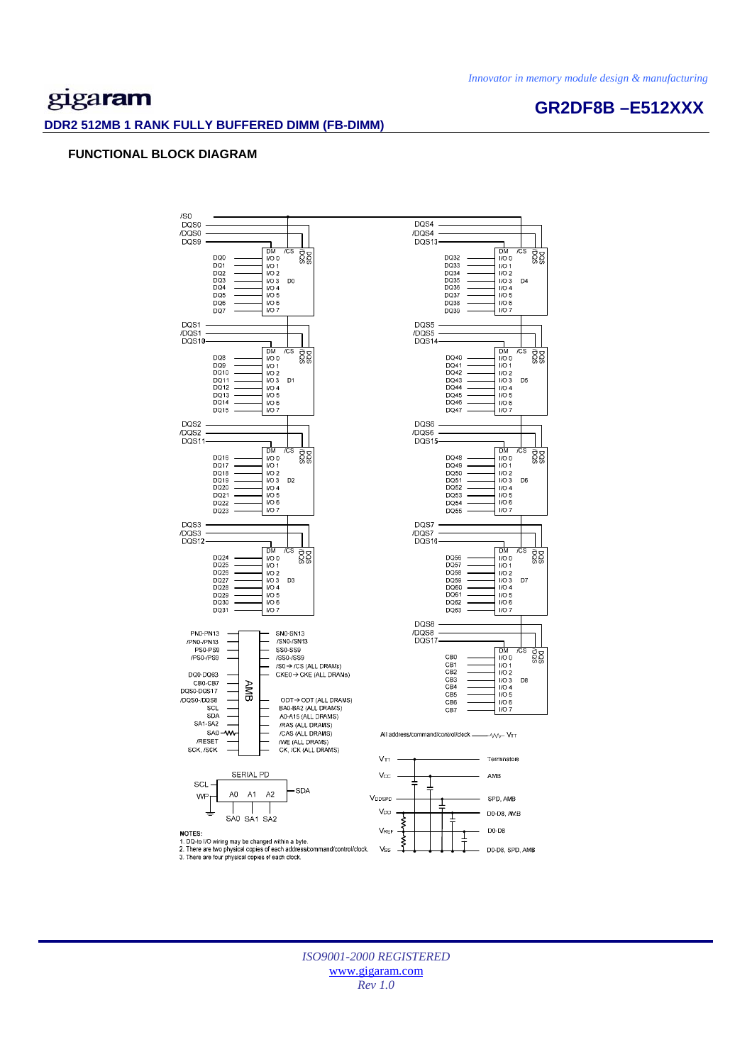# DDR2 512MB 1 RANK FULLY BUFFERED DIMM (FB-DIMM)

## FUNCTIONAL BLOCK DIAGRAM

/S0
DQS0
/DQS0
DQS9

| DQ | I/O | Device |
|---|---|---|
| DQ0 | I/O 0 | D0 |
| DQ1 | I/O 1 | |
| DQ2 | I/O 2 | |
| DQ3 | I/O 3 | |
| DQ4 | I/O 4 | |
| DQ5 | I/O 5 | |
| DQ6 | I/O 6 | |
| DQ7 | I/O 7 | |

DQS1, /DQS1, DQS10 — DQ8–DQ15 → I/O 0–I/O 7 (D1)

DQS2, /DQS2, DQS11 — DQ16–DQ23 → I/O 0–I/O 7 (D2)

DQS3, /DQS3, DQS12 — DQ24–DQ31 → I/O 0–I/O 7 (D3)

DQS4, /DQS4, DQS13 — DQ32–DQ39 → I/O 0–I/O 7 (D4)

DQS5, /DQS5, DQS14 — DQ40–DQ47 → I/O 0–I/O 7 (D5)

DQS6, /DQS6, DQS15 — DQ48–DQ55 → I/O 0–I/O 7 (D6)

DQS7, /DQS7, DQS16 — DQ56–DQ63 → I/O 0–I/O 7 (D7)

DQS8, /DQS8, DQS17 — CB0–CB7 → I/O 0–I/O 7 (D8)

Each DRAM: DM, /CS, DQS, /DQS

**AMB**

| Inputs | Outputs |
|---|---|
| PN0-PN13 | SN0-SN13 |
| /PN0-/PN13 | /SN0-/SN13 |
| PS0-PS9 | SS0-SS9 |
| /PS0-/PS9 | /S0 → /CS (ALL DRAMs) |
| DQ0-DQ63 | CKE0 → CKE (ALL DRAMs) |
| CB0-CB7 | |
| DQS0-DQS17 | |
| /DQS0-/DQS8 | ODT → ODT (ALL DRAMS) |
| SCL | BA0-BA2 (ALL DRAMS) |
| SDA | A0-A15 (ALL DRAMS) |
| SA1-SA2 | /RAS (ALL DRAMS) |
| SA0 | /CAS (ALL DRAMS) |
| /RESET | /WE (ALL DRAMS) |
| SCK, /SCK | CK, /CK (ALL DRAMS) |

All address/command/control/clock → $V_{TT}$

SERIAL PD: SCL, WP, A0 A1 A2, SDA; SA0 SA1 SA2

| Supply | Connected to |
|---|---|
| $V_{TT}$ | Terminators |
| $V_{CC}$ | AMB |
| $V_{DDSPD}$ | SPD, AMB |
| $V_{DD}$ | D0-D8, AMB |
| $V_{REF}$ | D0-D8 |
| $V_{SS}$ | D0-D8, SPD, AMB |

**NOTES:**
1. DQ-to I/O wiring may be changed within a byte.
2. There are two physical copies of each address/command/control/clock.
3. There are four physical copies of each clock.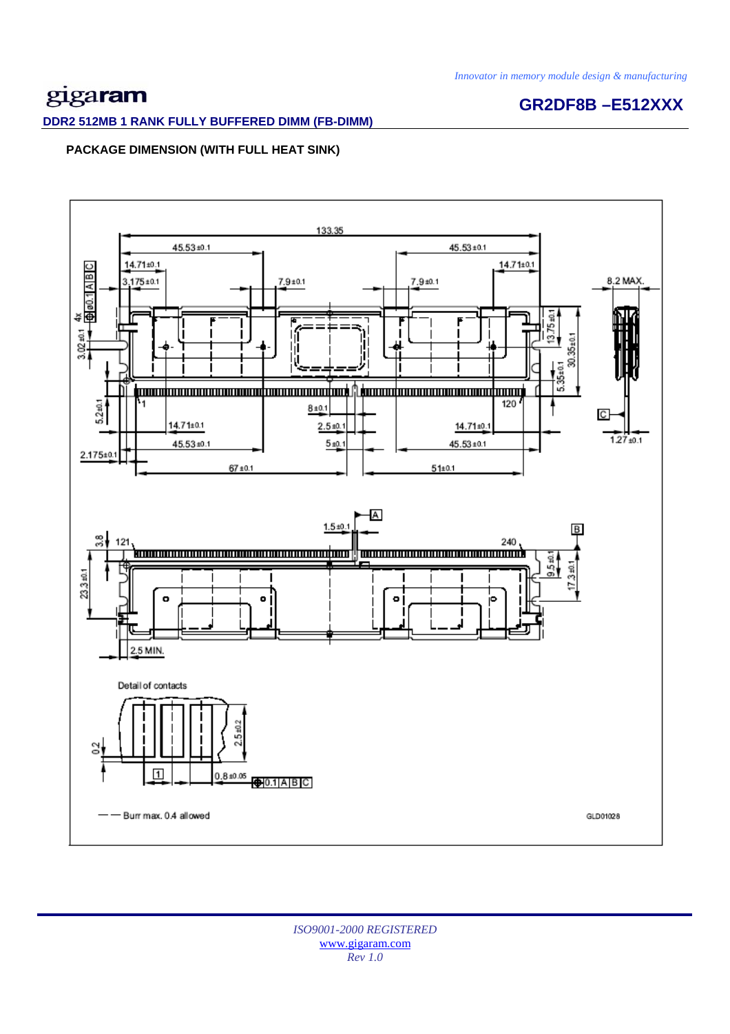## PACKAGE DIMENSION (WITH FULL HEAT SINK)

133.35
45.53±0.1
45.53±0.1
14.71±0.1
14.71±0.1
3.175±0.1
7.9±0.1
7.9±0.1
8.2 MAX.
4x ⌀0.1 A B C
3.02±0.1
13.75±0.1
30.35±0.1
5.35±0.1
1
120
5.2±0.1
8±0.1
2.5±0.1
5±0.1
14.71±0.1
14.71±0.1
45.53±0.1
45.53±0.1
C
1.27±0.1
2.175±0.1
67±0.1
51±0.1

A
1.5±0.1
B
3.8
121
240
23.3±0.1
9.5±0.1
17.3±0.1
2.5 MIN.

Detail of contacts
0.2
2.5±0.2
1
0.8±0.05
0.1 A B C

Burr max. 0.4 allowed

GLD01028